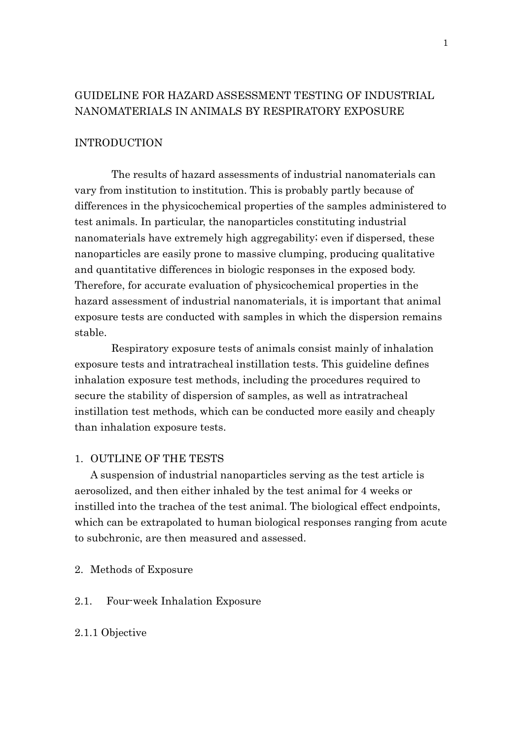# GUIDELINE FOR HAZARD ASSESSMENT TESTING OF INDUSTRIAL NANOMATERIALS IN ANIMALS BY RESPIRATORY EXPOSURE

## INTRODUCTION

The results of hazard assessments of industrial nanomaterials can vary from institution to institution. This is probably partly because of differences in the physicochemical properties of the samples administered to test animals. In particular, the nanoparticles constituting industrial nanomaterials have extremely high aggregability; even if dispersed, these nanoparticles are easily prone to massive clumping, producing qualitative and quantitative differences in biologic responses in the exposed body. Therefore, for accurate evaluation of physicochemical properties in the hazard assessment of industrial nanomaterials, it is important that animal exposure tests are conducted with samples in which the dispersion remains stable.

Respiratory exposure tests of animals consist mainly of inhalation exposure tests and intratracheal instillation tests. This guideline defines inhalation exposure test methods, including the procedures required to secure the stability of dispersion of samples, as well as intratracheal instillation test methods, which can be conducted more easily and cheaply than inhalation exposure tests.

## 1. OUTLINE OF THE TESTS

A suspension of industrial nanoparticles serving as the test article is aerosolized, and then either inhaled by the test animal for 4 weeks or instilled into the trachea of the test animal. The biological effect endpoints, which can be extrapolated to human biological responses ranging from acute to subchronic, are then measured and assessed.

## 2. Methods of Exposure

### 2.1. Four-week Inhalation Exposure

#### 2.1.1 Objective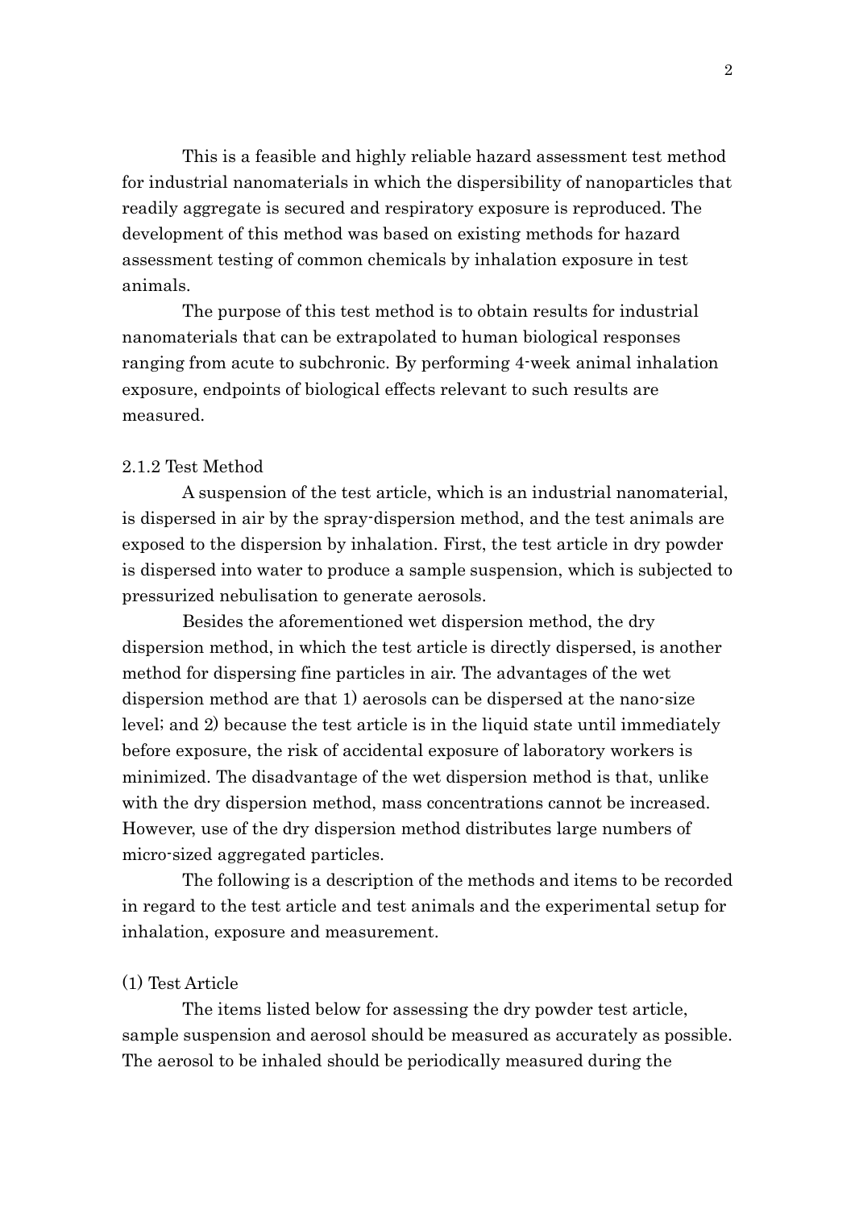This is a feasible and highly reliable hazard assessment test method for industrial nanomaterials in which the dispersibility of nanoparticles that readily aggregate is secured and respiratory exposure is reproduced. The development of this method was based on existing methods for hazard assessment testing of common chemicals by inhalation exposure in test animals.

The purpose of this test method is to obtain results for industrial nanomaterials that can be extrapolated to human biological responses ranging from acute to subchronic. By performing 4-week animal inhalation exposure, endpoints of biological effects relevant to such results are measured.

### 2.1.2 Test Method

A suspension of the test article, which is an industrial nanomaterial, is dispersed in air by the spray-dispersion method, and the test animals are exposed to the dispersion by inhalation. First, the test article in dry powder is dispersed into water to produce a sample suspension, which is subjected to pressurized nebulisation to generate aerosols.

Besides the aforementioned wet dispersion method, the dry dispersion method, in which the test article is directly dispersed, is another method for dispersing fine particles in air. The advantages of the wet dispersion method are that 1) aerosols can be dispersed at the nano-size level; and 2) because the test article is in the liquid state until immediately before exposure, the risk of accidental exposure of laboratory workers is minimized. The disadvantage of the wet dispersion method is that, unlike with the dry dispersion method, mass concentrations cannot be increased. However, use of the dry dispersion method distributes large numbers of micro-sized aggregated particles.

The following is a description of the methods and items to be recorded in regard to the test article and test animals and the experimental setup for inhalation, exposure and measurement.

#### (1) Test Article

The items listed below for assessing the dry powder test article, sample suspension and aerosol should be measured as accurately as possible. The aerosol to be inhaled should be periodically measured during the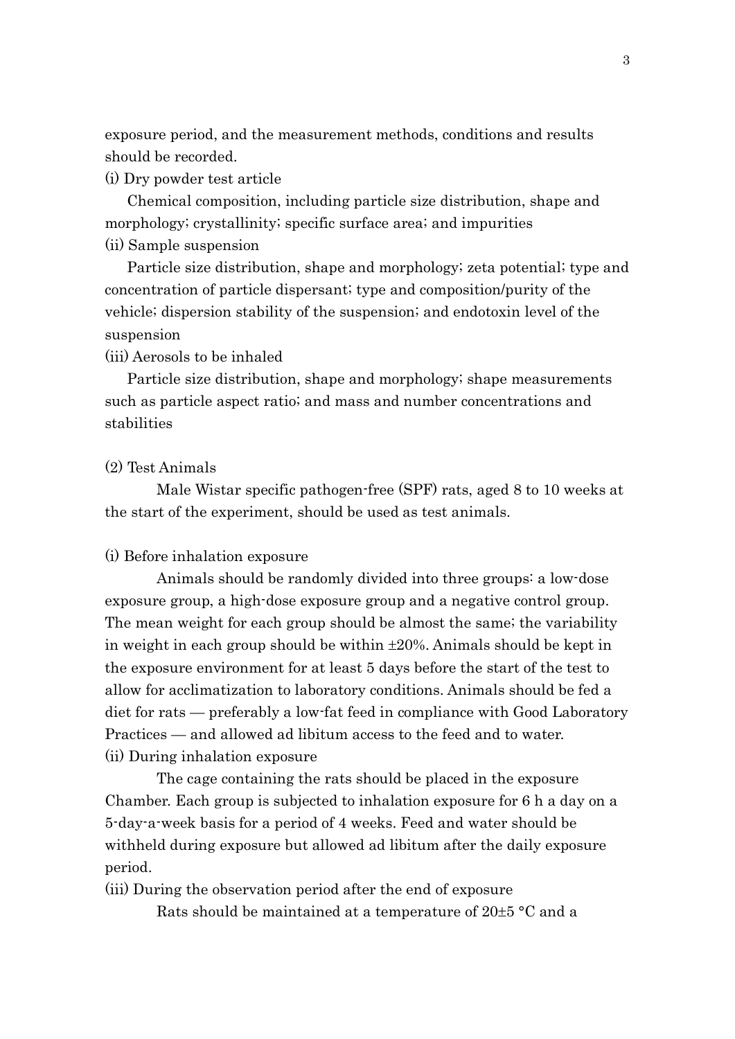exposure period, and the measurement methods, conditions and results should be recorded.

(i) Dry powder test article

Chemical composition, including particle size distribution, shape and morphology; crystallinity; specific surface area; and impurities

(ii) Sample suspension

Particle size distribution, shape and morphology; zeta potential; type and concentration of particle dispersant; type and composition/purity of the vehicle; dispersion stability of the suspension; and endotoxin level of the suspension

(iii) Aerosols to be inhaled

Particle size distribution, shape and morphology; shape measurements such as particle aspect ratio; and mass and number concentrations and stabilities

(2) Test Animals

Male Wistar specific pathogen-free (SPF) rats, aged 8 to 10 weeks at the start of the experiment, should be used as test animals.

(i) Before inhalation exposure

Animals should be randomly divided into three groups: a low-dose exposure group, a high-dose exposure group and a negative control group. The mean weight for each group should be almost the same; the variability in weight in each group should be within ±20%. Animals should be kept in the exposure environment for at least 5 days before the start of the test to allow for acclimatization to laboratory conditions. Animals should be fed a diet for rats — preferably a low-fat feed in compliance with Good Laboratory Practices — and allowed ad libitum access to the feed and to water.

(ii) During inhalation exposure

The cage containing the rats should be placed in the exposure Chamber. Each group is subjected to inhalation exposure for 6 h a day on a 5-day-a-week basis for a period of 4 weeks. Feed and water should be withheld during exposure but allowed ad libitum after the daily exposure period.

(iii) During the observation period after the end of exposure

Rats should be maintained at a temperature of 20±5 °C and a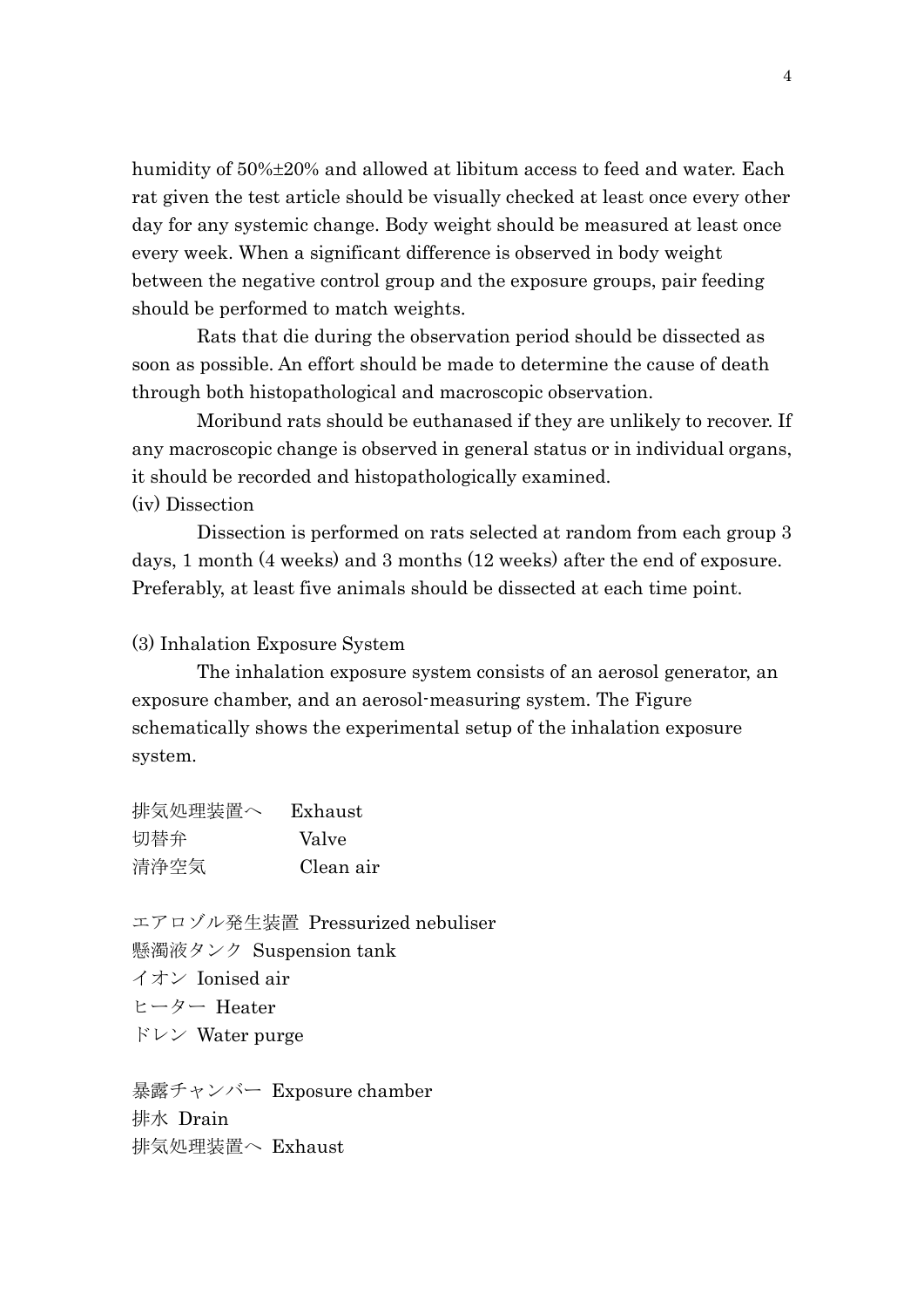humidity of 50%±20% and allowed at libitum access to feed and water. Each rat given the test article should be visually checked at least once every other day for any systemic change. Body weight should be measured at least once every week. When a significant difference is observed in body weight between the negative control group and the exposure groups, pair feeding should be performed to match weights.

Rats that die during the observation period should be dissected as soon as possible. An effort should be made to determine the cause of death through both histopathological and macroscopic observation.

Moribund rats should be euthanased if they are unlikely to recover. If any macroscopic change is observed in general status or in individual organs, it should be recorded and histopathologically examined.

(iv) Dissection

Dissection is performed on rats selected at random from each group 3 days, 1 month (4 weeks) and 3 months (12 weeks) after the end of exposure. Preferably, at least five animals should be dissected at each time point.

(3) Inhalation Exposure System

The inhalation exposure system consists of an aerosol generator, an exposure chamber, and an aerosol-measuring system. The Figure schematically shows the experimental setup of the inhalation exposure system.

排気処理装置へ　Exhaust
切替弁　Valve
清浄空気　Clean air

エアロゾル発生装置 Pressurized nebuliser
懸濁液タンク Suspension tank
イオン Ionised air
ヒーター Heater
ドレン Water purge

暴露チャンバー Exposure chamber
排水 Drain
排気処理装置へ Exhaust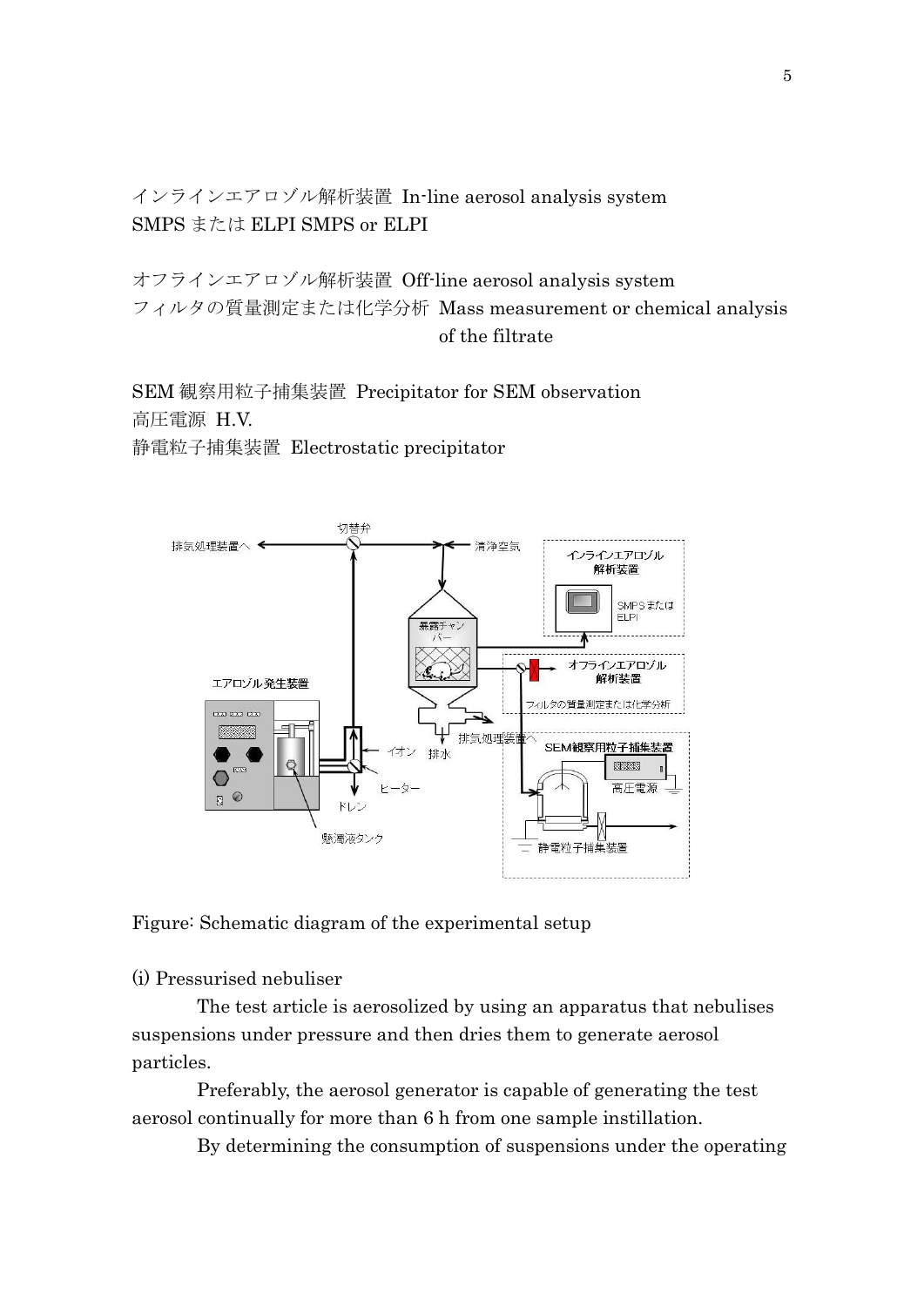インラインエアロゾル解析装置 In-line aerosol analysis system
SMPS または ELPI SMPS or ELPI

オフラインエアロゾル解析装置 Off-line aerosol analysis system
フィルタの質量測定または化学分析 Mass measurement or chemical analysis of the filtrate

SEM 観察用粒子捕集装置 Precipitator for SEM observation
高圧電源 H.V.
静電粒子捕集装置 Electrostatic precipitator

Figure: Schematic diagram of the experimental setup

(i) Pressurised nebuliser

The test article is aerosolized by using an apparatus that nebulises suspensions under pressure and then dries them to generate aerosol particles.

Preferably, the aerosol generator is capable of generating the test aerosol continually for more than 6 h from one sample instillation.

By determining the consumption of suspensions under the operating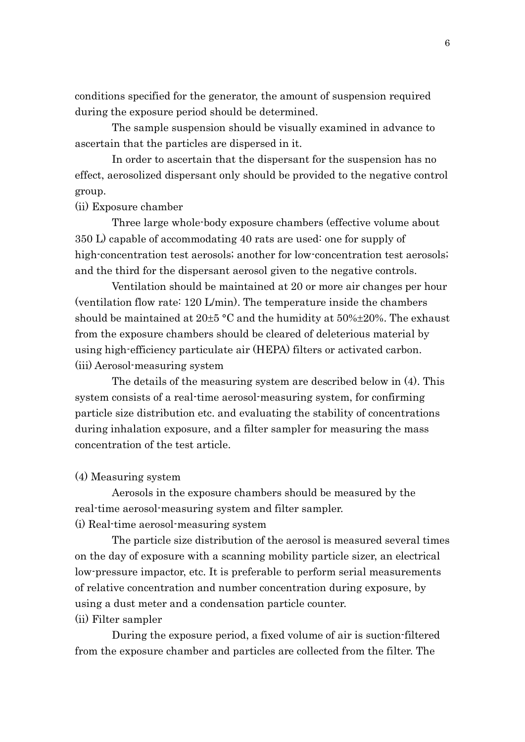conditions specified for the generator, the amount of suspension required during the exposure period should be determined.

The sample suspension should be visually examined in advance to ascertain that the particles are dispersed in it.

In order to ascertain that the dispersant for the suspension has no effect, aerosolized dispersant only should be provided to the negative control group.

(ii) Exposure chamber

Three large whole-body exposure chambers (effective volume about 350 L) capable of accommodating 40 rats are used: one for supply of high-concentration test aerosols; another for low-concentration test aerosols; and the third for the dispersant aerosol given to the negative controls.

Ventilation should be maintained at 20 or more air changes per hour (ventilation flow rate: 120 L/min). The temperature inside the chambers should be maintained at 20±5 °C and the humidity at 50%±20%. The exhaust from the exposure chambers should be cleared of deleterious material by using high-efficiency particulate air (HEPA) filters or activated carbon.

(iii) Aerosol-measuring system

The details of the measuring system are described below in (4). This system consists of a real-time aerosol-measuring system, for confirming particle size distribution etc. and evaluating the stability of concentrations during inhalation exposure, and a filter sampler for measuring the mass concentration of the test article.

(4) Measuring system

Aerosols in the exposure chambers should be measured by the real-time aerosol-measuring system and filter sampler.

(i) Real-time aerosol-measuring system

The particle size distribution of the aerosol is measured several times on the day of exposure with a scanning mobility particle sizer, an electrical low-pressure impactor, etc. It is preferable to perform serial measurements of relative concentration and number concentration during exposure, by using a dust meter and a condensation particle counter.

(ii) Filter sampler

During the exposure period, a fixed volume of air is suction-filtered from the exposure chamber and particles are collected from the filter. The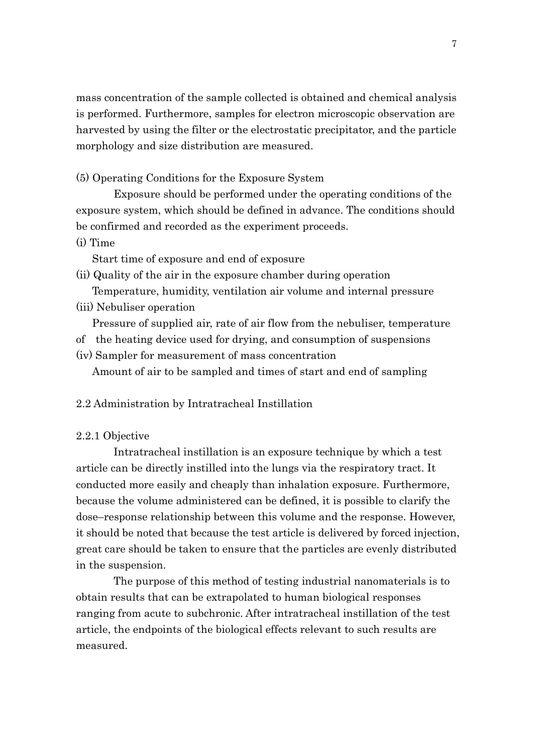mass concentration of the sample collected is obtained and chemical analysis is performed. Furthermore, samples for electron microscopic observation are harvested by using the filter or the electrostatic precipitator, and the particle morphology and size distribution are measured.

(5) Operating Conditions for the Exposure System

Exposure should be performed under the operating conditions of the exposure system, which should be defined in advance. The conditions should be confirmed and recorded as the experiment proceeds.

(i) Time

Start time of exposure and end of exposure

(ii) Quality of the air in the exposure chamber during operation

Temperature, humidity, ventilation air volume and internal pressure

(iii) Nebuliser operation

Pressure of supplied air, rate of air flow from the nebuliser, temperature of the heating device used for drying, and consumption of suspensions

(iv) Sampler for measurement of mass concentration

Amount of air to be sampled and times of start and end of sampling

## 2.2 Administration by Intratracheal Instillation

### 2.2.1 Objective

Intratracheal instillation is an exposure technique by which a test article can be directly instilled into the lungs via the respiratory tract. It conducted more easily and cheaply than inhalation exposure. Furthermore, because the volume administered can be defined, it is possible to clarify the dose–response relationship between this volume and the response. However, it should be noted that because the test article is delivered by forced injection, great care should be taken to ensure that the particles are evenly distributed in the suspension.

The purpose of this method of testing industrial nanomaterials is to obtain results that can be extrapolated to human biological responses ranging from acute to subchronic. After intratracheal instillation of the test article, the endpoints of the biological effects relevant to such results are measured.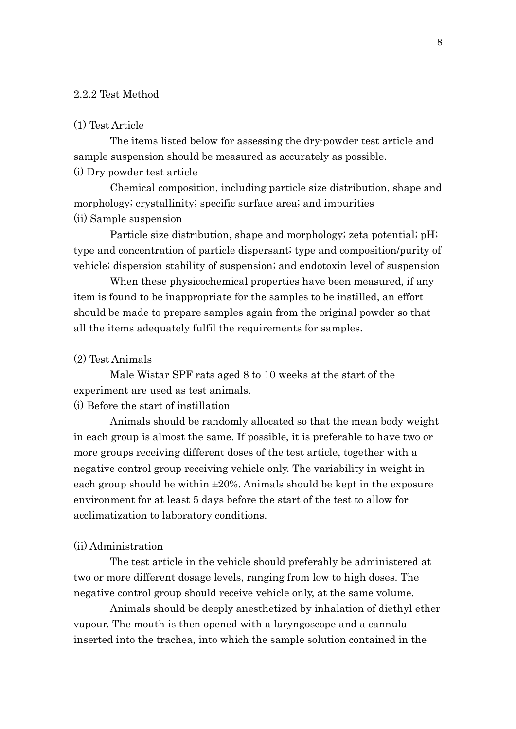### 2.2.2 Test Method

(1) Test Article

The items listed below for assessing the dry-powder test article and sample suspension should be measured as accurately as possible.

(i) Dry powder test article

Chemical composition, including particle size distribution, shape and morphology; crystallinity; specific surface area; and impurities

(ii) Sample suspension

Particle size distribution, shape and morphology; zeta potential; pH; type and concentration of particle dispersant; type and composition/purity of vehicle; dispersion stability of suspension; and endotoxin level of suspension

When these physicochemical properties have been measured, if any item is found to be inappropriate for the samples to be instilled, an effort should be made to prepare samples again from the original powder so that all the items adequately fulfil the requirements for samples.

(2) Test Animals

Male Wistar SPF rats aged 8 to 10 weeks at the start of the experiment are used as test animals.

(i) Before the start of instillation

Animals should be randomly allocated so that the mean body weight in each group is almost the same. If possible, it is preferable to have two or more groups receiving different doses of the test article, together with a negative control group receiving vehicle only. The variability in weight in each group should be within ±20%. Animals should be kept in the exposure environment for at least 5 days before the start of the test to allow for acclimatization to laboratory conditions.

(ii) Administration

The test article in the vehicle should preferably be administered at two or more different dosage levels, ranging from low to high doses. The negative control group should receive vehicle only, at the same volume.

Animals should be deeply anesthetized by inhalation of diethyl ether vapour. The mouth is then opened with a laryngoscope and a cannula inserted into the trachea, into which the sample solution contained in the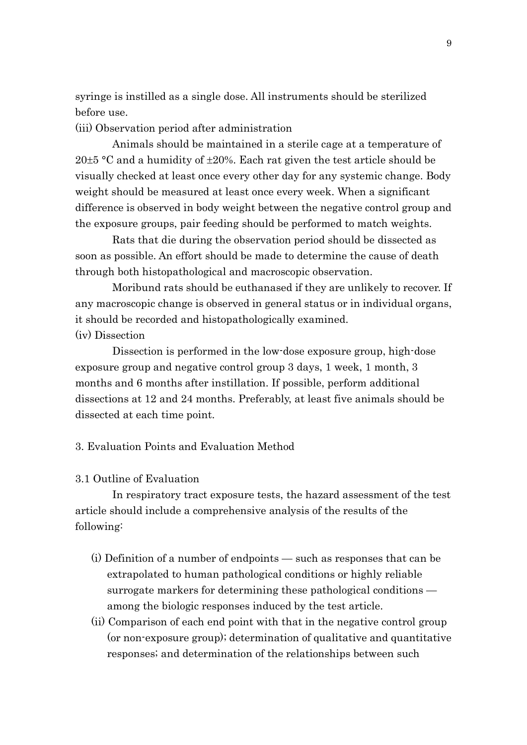syringe is instilled as a single dose. All instruments should be sterilized before use.

(iii) Observation period after administration

Animals should be maintained in a sterile cage at a temperature of 20±5 °C and a humidity of ±20%. Each rat given the test article should be visually checked at least once every other day for any systemic change. Body weight should be measured at least once every week. When a significant difference is observed in body weight between the negative control group and the exposure groups, pair feeding should be performed to match weights.

Rats that die during the observation period should be dissected as soon as possible. An effort should be made to determine the cause of death through both histopathological and macroscopic observation.

Moribund rats should be euthanased if they are unlikely to recover. If any macroscopic change is observed in general status or in individual organs, it should be recorded and histopathologically examined.

(iv) Dissection

Dissection is performed in the low-dose exposure group, high-dose exposure group and negative control group 3 days, 1 week, 1 month, 3 months and 6 months after instillation. If possible, perform additional dissections at 12 and 24 months. Preferably, at least five animals should be dissected at each time point.

## 3. Evaluation Points and Evaluation Method

### 3.1 Outline of Evaluation

In respiratory tract exposure tests, the hazard assessment of the test article should include a comprehensive analysis of the results of the following:

- (i) Definition of a number of endpoints — such as responses that can be extrapolated to human pathological conditions or highly reliable surrogate markers for determining these pathological conditions — among the biologic responses induced by the test article.
- (ii) Comparison of each end point with that in the negative control group (or non-exposure group); determination of qualitative and quantitative responses; and determination of the relationships between such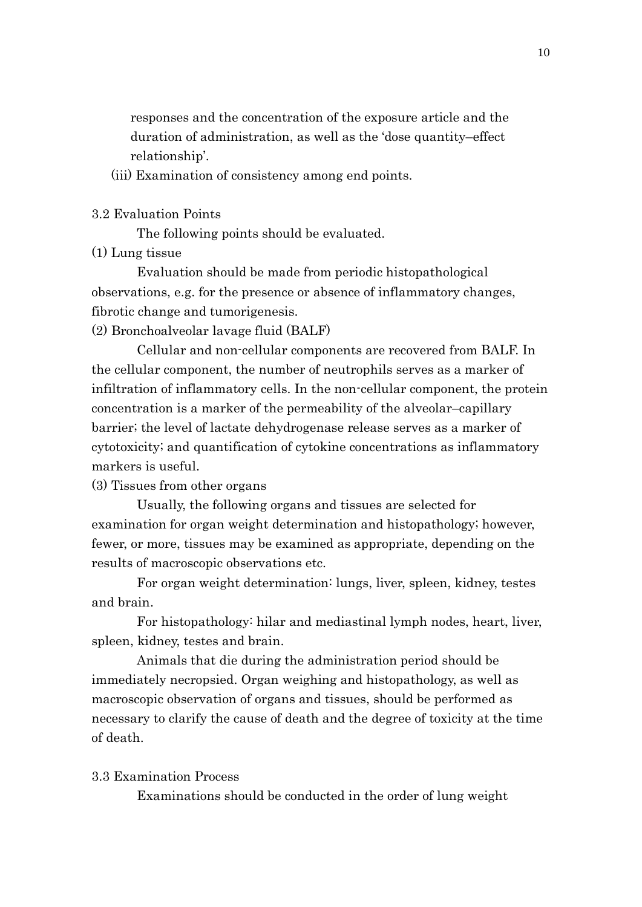responses and the concentration of the exposure article and the duration of administration, as well as the 'dose quantity–effect relationship'.

(iii) Examination of consistency among end points.

### 3.2 Evaluation Points

The following points should be evaluated.

(1) Lung tissue

Evaluation should be made from periodic histopathological observations, e.g. for the presence or absence of inflammatory changes, fibrotic change and tumorigenesis.

(2) Bronchoalveolar lavage fluid (BALF)

Cellular and non-cellular components are recovered from BALF. In the cellular component, the number of neutrophils serves as a marker of infiltration of inflammatory cells. In the non-cellular component, the protein concentration is a marker of the permeability of the alveolar–capillary barrier; the level of lactate dehydrogenase release serves as a marker of cytotoxicity; and quantification of cytokine concentrations as inflammatory markers is useful.

(3) Tissues from other organs

Usually, the following organs and tissues are selected for examination for organ weight determination and histopathology; however, fewer, or more, tissues may be examined as appropriate, depending on the results of macroscopic observations etc.

For organ weight determination: lungs, liver, spleen, kidney, testes and brain.

For histopathology: hilar and mediastinal lymph nodes, heart, liver, spleen, kidney, testes and brain.

Animals that die during the administration period should be immediately necropsied. Organ weighing and histopathology, as well as macroscopic observation of organs and tissues, should be performed as necessary to clarify the cause of death and the degree of toxicity at the time of death.

### 3.3 Examination Process

Examinations should be conducted in the order of lung weight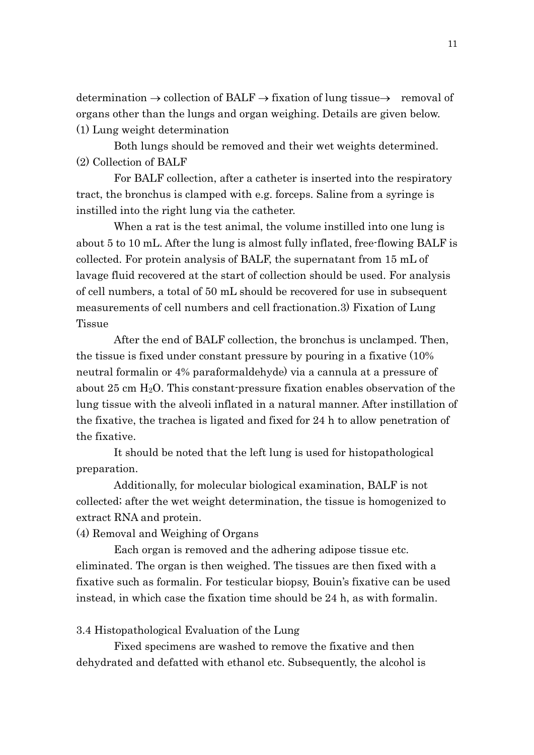determination → collection of BALF → fixation of lung tissue→ removal of organs other than the lungs and organ weighing. Details are given below.

(1) Lung weight determination

Both lungs should be removed and their wet weights determined.

(2) Collection of BALF

For BALF collection, after a catheter is inserted into the respiratory tract, the bronchus is clamped with e.g. forceps. Saline from a syringe is instilled into the right lung via the catheter.

When a rat is the test animal, the volume instilled into one lung is about 5 to 10 mL. After the lung is almost fully inflated, free-flowing BALF is collected. For protein analysis of BALF, the supernatant from 15 mL of lavage fluid recovered at the start of collection should be used. For analysis of cell numbers, a total of 50 mL should be recovered for use in subsequent measurements of cell numbers and cell fractionation.3) Fixation of Lung Tissue

After the end of BALF collection, the bronchus is unclamped. Then, the tissue is fixed under constant pressure by pouring in a fixative (10% neutral formalin or 4% paraformaldehyde) via a cannula at a pressure of about 25 cm $H_2O$. This constant-pressure fixation enables observation of the lung tissue with the alveoli inflated in a natural manner. After instillation of the fixative, the trachea is ligated and fixed for 24 h to allow penetration of the fixative.

It should be noted that the left lung is used for histopathological preparation.

Additionally, for molecular biological examination, BALF is not collected; after the wet weight determination, the tissue is homogenized to extract RNA and protein.

(4) Removal and Weighing of Organs

Each organ is removed and the adhering adipose tissue etc. eliminated. The organ is then weighed. The tissues are then fixed with a fixative such as formalin. For testicular biopsy, Bouin's fixative can be used instead, in which case the fixation time should be 24 h, as with formalin.

3.4 Histopathological Evaluation of the Lung

Fixed specimens are washed to remove the fixative and then dehydrated and defatted with ethanol etc. Subsequently, the alcohol is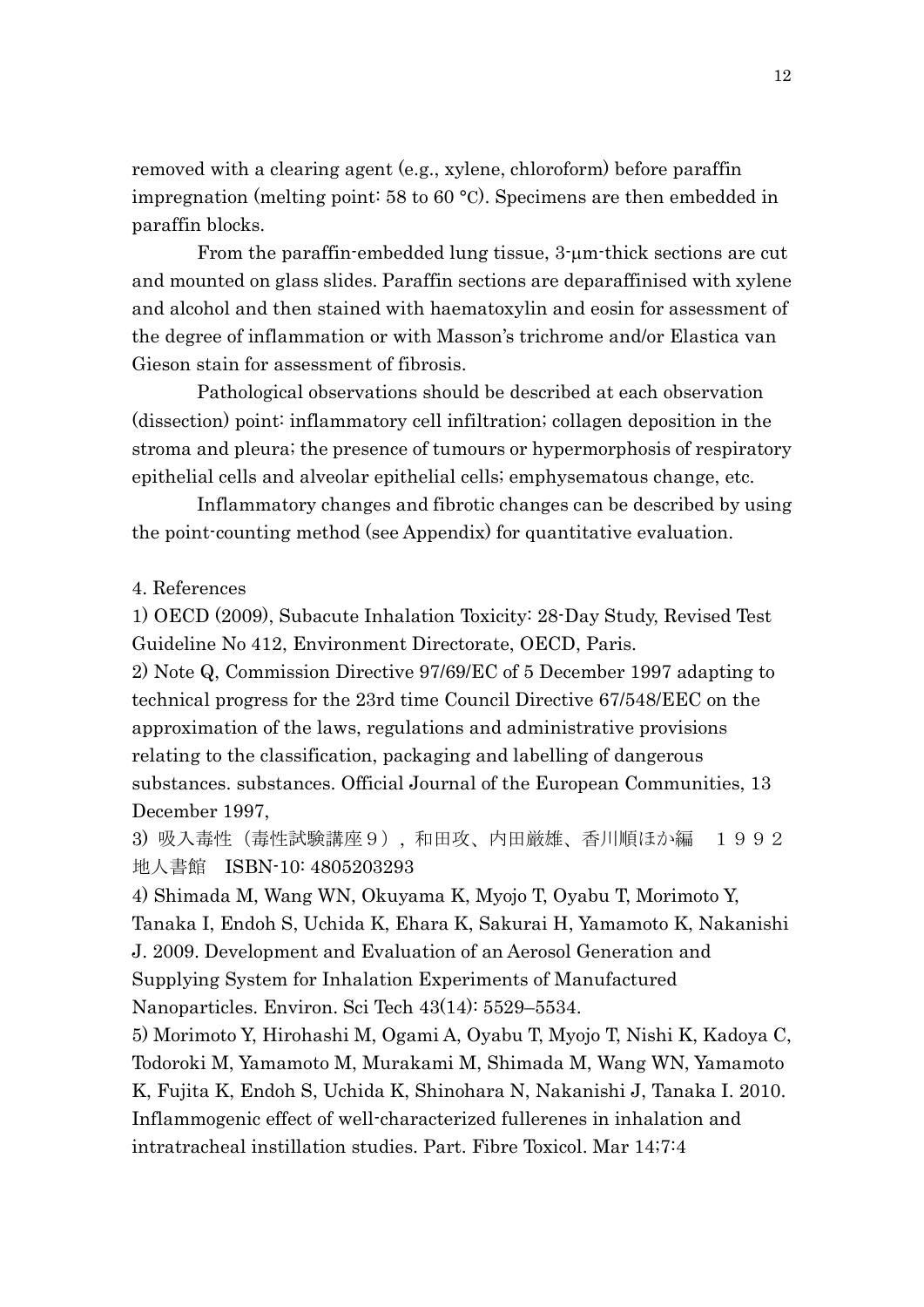removed with a clearing agent (e.g., xylene, chloroform) before paraffin impregnation (melting point: 58 to 60 °C). Specimens are then embedded in paraffin blocks.

From the paraffin-embedded lung tissue, 3-µm-thick sections are cut and mounted on glass slides. Paraffin sections are deparaffinised with xylene and alcohol and then stained with haematoxylin and eosin for assessment of the degree of inflammation or with Masson's trichrome and/or Elastica van Gieson stain for assessment of fibrosis.

Pathological observations should be described at each observation (dissection) point: inflammatory cell infiltration; collagen deposition in the stroma and pleura; the presence of tumours or hypermorphosis of respiratory epithelial cells and alveolar epithelial cells; emphysematous change, etc.

Inflammatory changes and fibrotic changes can be described by using the point-counting method (see Appendix) for quantitative evaluation.

## 4. References

1) OECD (2009), Subacute Inhalation Toxicity: 28-Day Study, Revised Test Guideline No 412, Environment Directorate, OECD, Paris.

2) Note Q, Commission Directive 97/69/EC of 5 December 1997 adapting to technical progress for the 23rd time Council Directive 67/548/EEC on the approximation of the laws, regulations and administrative provisions relating to the classification, packaging and labelling of dangerous substances. substances. Official Journal of the European Communities, 13 December 1997,

3) 吸入毒性（毒性試験講座９），和田攻、内田巌雄、香川順ほか編　１９９２　地人書館　ISBN-10: 4805203293

4) Shimada M, Wang WN, Okuyama K, Myojo T, Oyabu T, Morimoto Y, Tanaka I, Endoh S, Uchida K, Ehara K, Sakurai H, Yamamoto K, Nakanishi J. 2009. Development and Evaluation of an Aerosol Generation and Supplying System for Inhalation Experiments of Manufactured Nanoparticles. Environ. Sci Tech 43(14): 5529–5534.

5) Morimoto Y, Hirohashi M, Ogami A, Oyabu T, Myojo T, Nishi K, Kadoya C, Todoroki M, Yamamoto M, Murakami M, Shimada M, Wang WN, Yamamoto K, Fujita K, Endoh S, Uchida K, Shinohara N, Nakanishi J, Tanaka I. 2010. Inflammogenic effect of well-characterized fullerenes in inhalation and intratracheal instillation studies. Part. Fibre Toxicol. Mar 14;7:4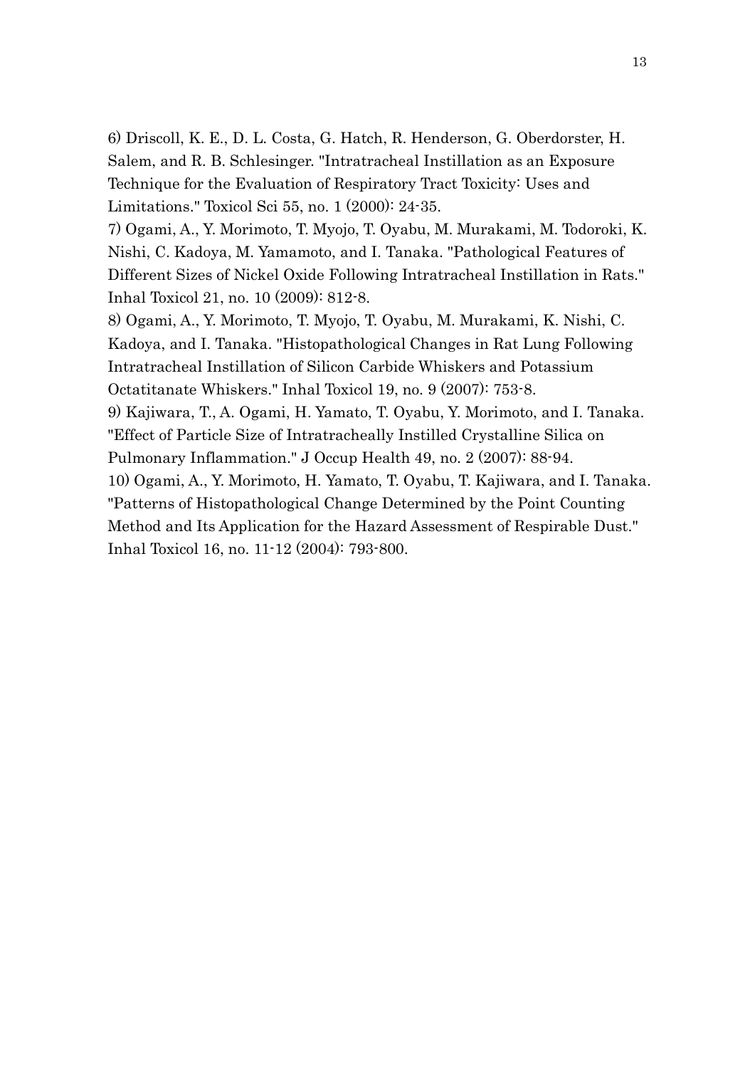6) Driscoll, K. E., D. L. Costa, G. Hatch, R. Henderson, G. Oberdorster, H. Salem, and R. B. Schlesinger. "Intratracheal Instillation as an Exposure Technique for the Evaluation of Respiratory Tract Toxicity: Uses and Limitations." Toxicol Sci 55, no. 1 (2000): 24-35.

7) Ogami, A., Y. Morimoto, T. Myojo, T. Oyabu, M. Murakami, M. Todoroki, K. Nishi, C. Kadoya, M. Yamamoto, and I. Tanaka. "Pathological Features of Different Sizes of Nickel Oxide Following Intratracheal Instillation in Rats." Inhal Toxicol 21, no. 10 (2009): 812-8.

8) Ogami, A., Y. Morimoto, T. Myojo, T. Oyabu, M. Murakami, K. Nishi, C. Kadoya, and I. Tanaka. "Histopathological Changes in Rat Lung Following Intratracheal Instillation of Silicon Carbide Whiskers and Potassium Octatitanate Whiskers." Inhal Toxicol 19, no. 9 (2007): 753-8.

9) Kajiwara, T., A. Ogami, H. Yamato, T. Oyabu, Y. Morimoto, and I. Tanaka. "Effect of Particle Size of Intratracheally Instilled Crystalline Silica on Pulmonary Inflammation." J Occup Health 49, no. 2 (2007): 88-94.

10) Ogami, A., Y. Morimoto, H. Yamato, T. Oyabu, T. Kajiwara, and I. Tanaka. "Patterns of Histopathological Change Determined by the Point Counting Method and Its Application for the Hazard Assessment of Respirable Dust." Inhal Toxicol 16, no. 11-12 (2004): 793-800.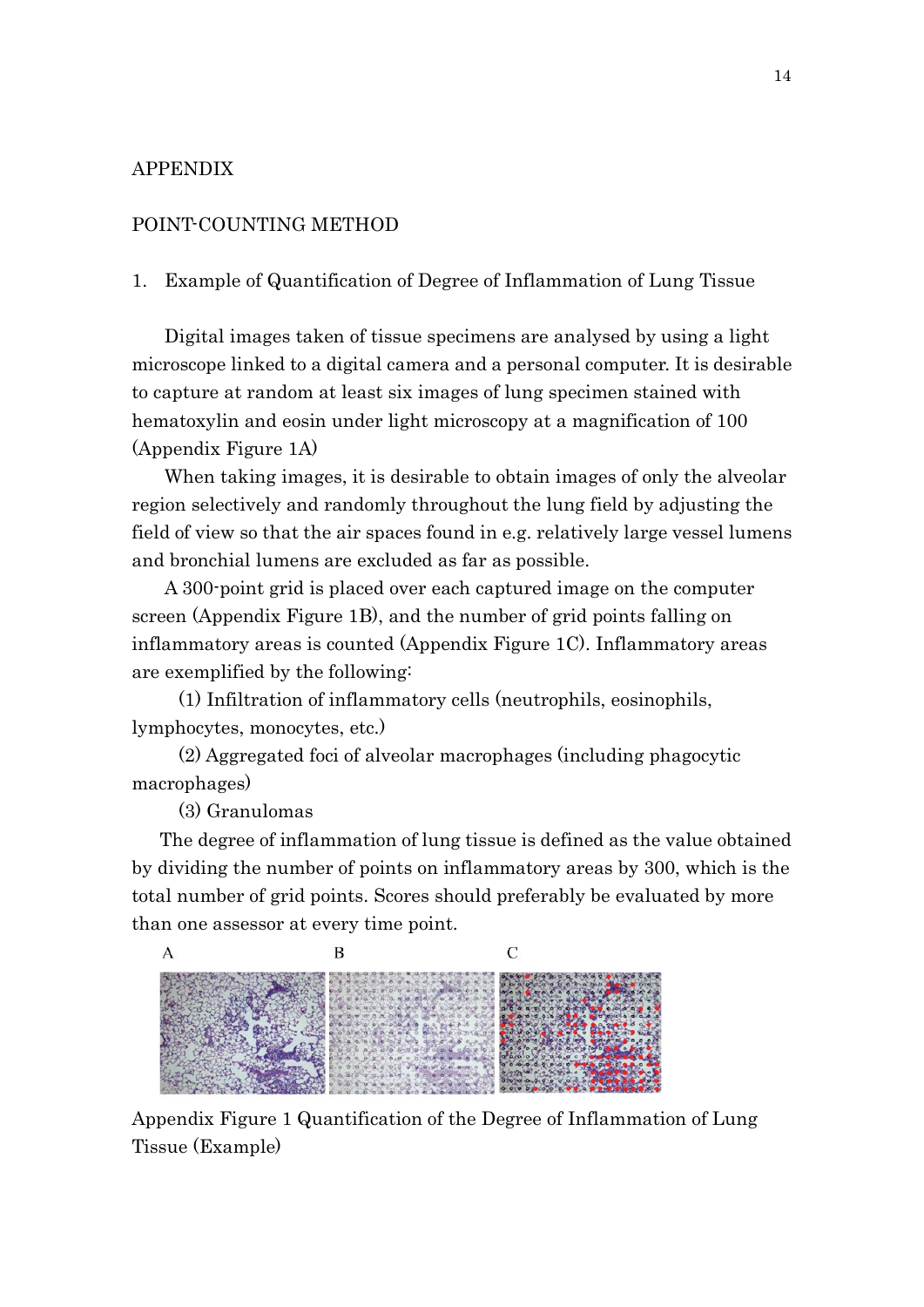# APPENDIX

## POINT-COUNTING METHOD

### 1. Example of Quantification of Degree of Inflammation of Lung Tissue

Digital images taken of tissue specimens are analysed by using a light microscope linked to a digital camera and a personal computer. It is desirable to capture at random at least six images of lung specimen stained with hematoxylin and eosin under light microscopy at a magnification of 100 (Appendix Figure 1A)

When taking images, it is desirable to obtain images of only the alveolar region selectively and randomly throughout the lung field by adjusting the field of view so that the air spaces found in e.g. relatively large vessel lumens and bronchial lumens are excluded as far as possible.

A 300-point grid is placed over each captured image on the computer screen (Appendix Figure 1B), and the number of grid points falling on inflammatory areas is counted (Appendix Figure 1C). Inflammatory areas are exemplified by the following:

(1) Infiltration of inflammatory cells (neutrophils, eosinophils, lymphocytes, monocytes, etc.)

(2) Aggregated foci of alveolar macrophages (including phagocytic macrophages)

(3) Granulomas

The degree of inflammation of lung tissue is defined as the value obtained by dividing the number of points on inflammatory areas by 300, which is the total number of grid points. Scores should preferably be evaluated by more than one assessor at every time point.

A B C

Appendix Figure 1 Quantification of the Degree of Inflammation of Lung Tissue (Example)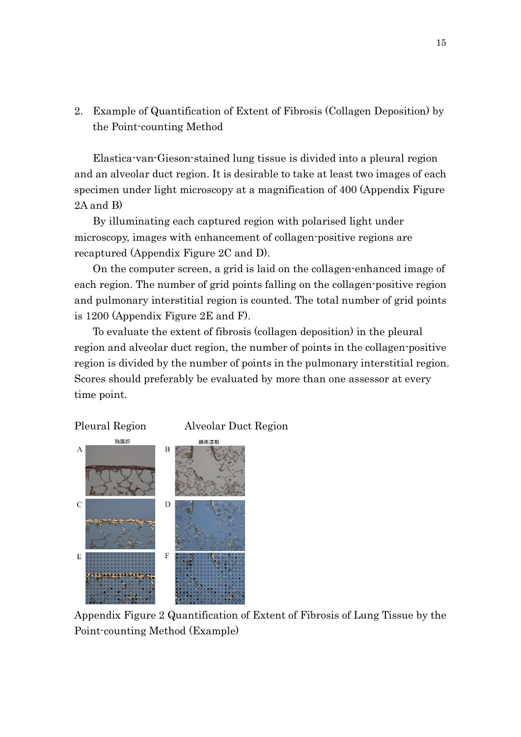2. Example of Quantification of Extent of Fibrosis (Collagen Deposition) by the Point-counting Method

Elastica-van-Gieson-stained lung tissue is divided into a pleural region and an alveolar duct region. It is desirable to take at least two images of each specimen under light microscopy at a magnification of 400 (Appendix Figure 2A and B)

By illuminating each captured region with polarised light under microscopy, images with enhancement of collagen-positive regions are recaptured (Appendix Figure 2C and D).

On the computer screen, a grid is laid on the collagen-enhanced image of each region. The number of grid points falling on the collagen-positive region and pulmonary interstitial region is counted. The total number of grid points is 1200 (Appendix Figure 2E and F).

To evaluate the extent of fibrosis (collagen deposition) in the pleural region and alveolar duct region, the number of points in the collagen-positive region is divided by the number of points in the pulmonary interstitial region. Scores should preferably be evaluated by more than one assessor at every time point.

Pleural Region

Alveolar Duct Region

胸膜部

肺胞道部

A

B

C

D

E

F

Appendix Figure 2 Quantification of Extent of Fibrosis of Lung Tissue by the Point-counting Method (Example)